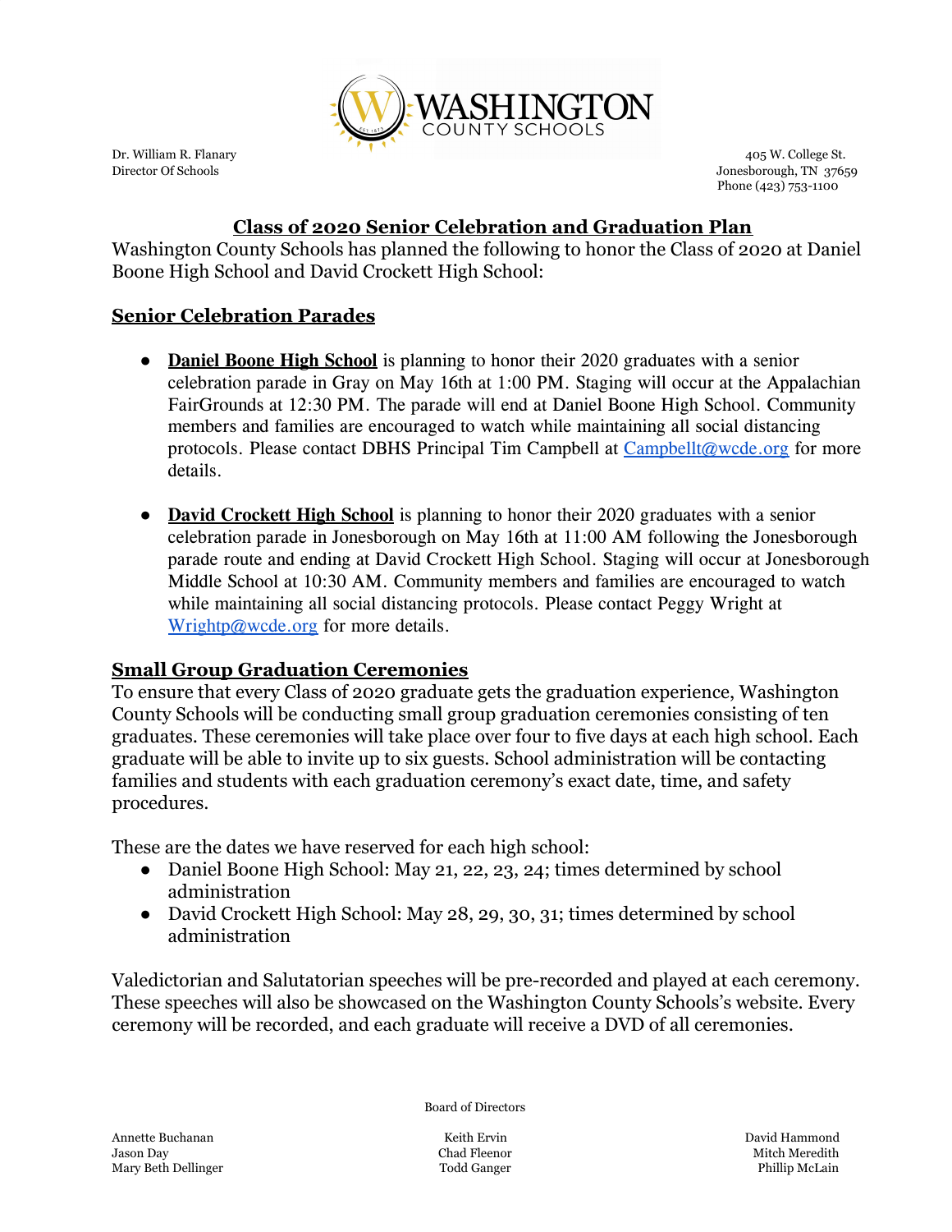Dr. William R. Flanary
Director Of Schools

405 W. College St.
Jonesborough, TN 37659
Phone (423) 753-1100

# Class of 2020 Senior Celebration and Graduation Plan

Washington County Schools has planned the following to honor the Class of 2020 at Daniel Boone High School and David Crockett High School:

## Senior Celebration Parades

- **Daniel Boone High School** is planning to honor their 2020 graduates with a senior celebration parade in Gray on May 16th at 1:00 PM. Staging will occur at the Appalachian FairGrounds at 12:30 PM. The parade will end at Daniel Boone High School. Community members and families are encouraged to watch while maintaining all social distancing protocols. Please contact DBHS Principal Tim Campbell at Campbellt@wcde.org for more details.

- **David Crockett High School** is planning to honor their 2020 graduates with a senior celebration parade in Jonesborough on May 16th at 11:00 AM following the Jonesborough parade route and ending at David Crockett High School. Staging will occur at Jonesborough Middle School at 10:30 AM. Community members and families are encouraged to watch while maintaining all social distancing protocols. Please contact Peggy Wright at Wrightp@wcde.org for more details.

## Small Group Graduation Ceremonies

To ensure that every Class of 2020 graduate gets the graduation experience, Washington County Schools will be conducting small group graduation ceremonies consisting of ten graduates. These ceremonies will take place over four to five days at each high school. Each graduate will be able to invite up to six guests. School administration will be contacting families and students with each graduation ceremony's exact date, time, and safety procedures.

These are the dates we have reserved for each high school:

- Daniel Boone High School: May 21, 22, 23, 24; times determined by school administration
- David Crockett High School: May 28, 29, 30, 31; times determined by school administration

Valedictorian and Salutatorian speeches will be pre-recorded and played at each ceremony. These speeches will also be showcased on the Washington County Schools's website. Every ceremony will be recorded, and each graduate will receive a DVD of all ceremonies.

Board of Directors

Annette Buchanan
Jason Day
Mary Beth Dellinger

Keith Ervin
Chad Fleenor
Todd Ganger

David Hammond
Mitch Meredith
Phillip McLain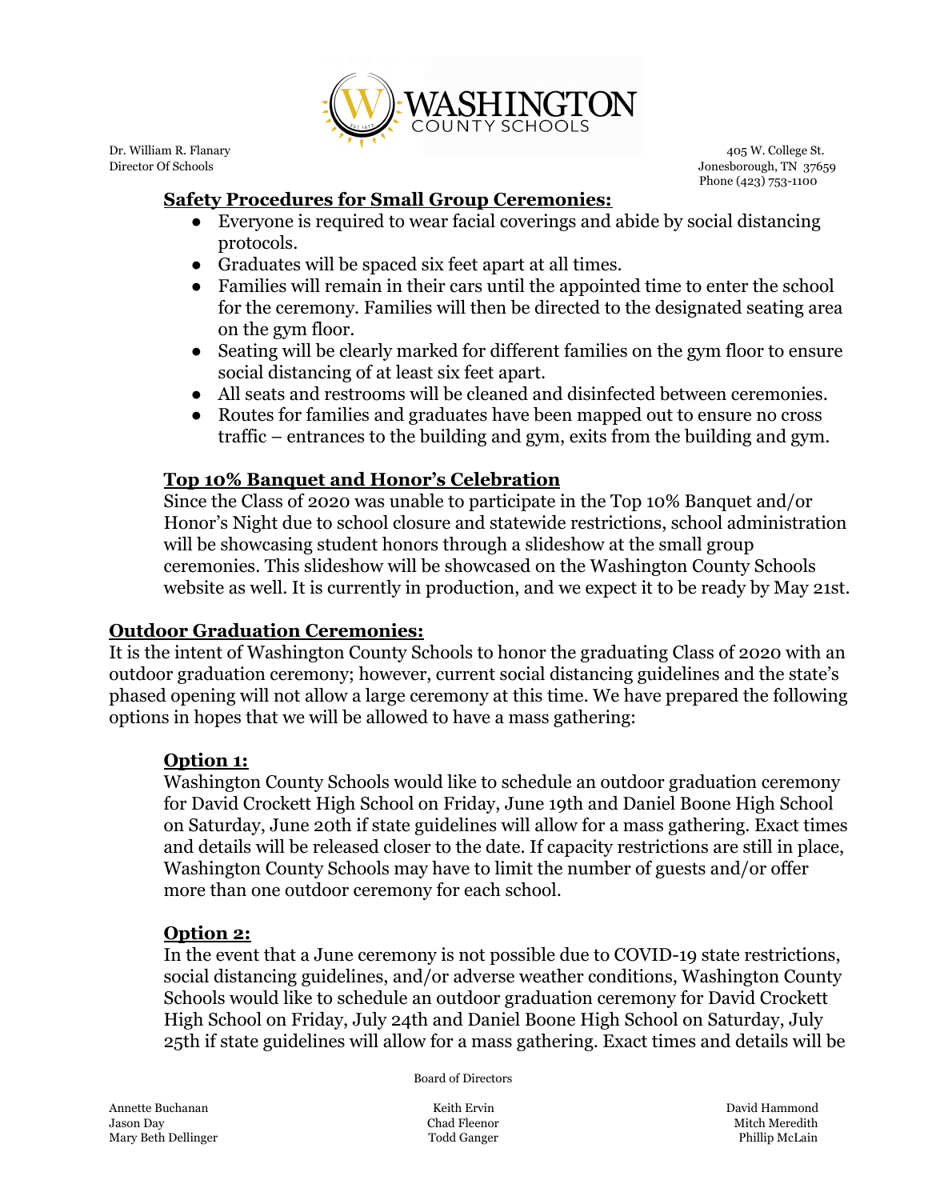### Safety Procedures for Small Group Ceremonies:

- Everyone is required to wear facial coverings and abide by social distancing protocols.
- Graduates will be spaced six feet apart at all times.
- Families will remain in their cars until the appointed time to enter the school for the ceremony. Families will then be directed to the designated seating area on the gym floor.
- Seating will be clearly marked for different families on the gym floor to ensure social distancing of at least six feet apart.
- All seats and restrooms will be cleaned and disinfected between ceremonies.
- Routes for families and graduates have been mapped out to ensure no cross traffic – entrances to the building and gym, exits from the building and gym.

### Top 10% Banquet and Honor's Celebration

Since the Class of 2020 was unable to participate in the Top 10% Banquet and/or Honor's Night due to school closure and statewide restrictions, school administration will be showcasing student honors through a slideshow at the small group ceremonies. This slideshow will be showcased on the Washington County Schools website as well. It is currently in production, and we expect it to be ready by May 21st.

## Outdoor Graduation Ceremonies:

It is the intent of Washington County Schools to honor the graduating Class of 2020 with an outdoor graduation ceremony; however, current social distancing guidelines and the state's phased opening will not allow a large ceremony at this time. We have prepared the following options in hopes that we will be allowed to have a mass gathering:

### Option 1:

Washington County Schools would like to schedule an outdoor graduation ceremony for David Crockett High School on Friday, June 19th and Daniel Boone High School on Saturday, June 20th if state guidelines will allow for a mass gathering. Exact times and details will be released closer to the date. If capacity restrictions are still in place, Washington County Schools may have to limit the number of guests and/or offer more than one outdoor ceremony for each school.

### Option 2:

In the event that a June ceremony is not possible due to COVID-19 state restrictions, social distancing guidelines, and/or adverse weather conditions, Washington County Schools would like to schedule an outdoor graduation ceremony for David Crockett High School on Friday, July 24th and Daniel Boone High School on Saturday, July 25th if state guidelines will allow for a mass gathering. Exact times and details will be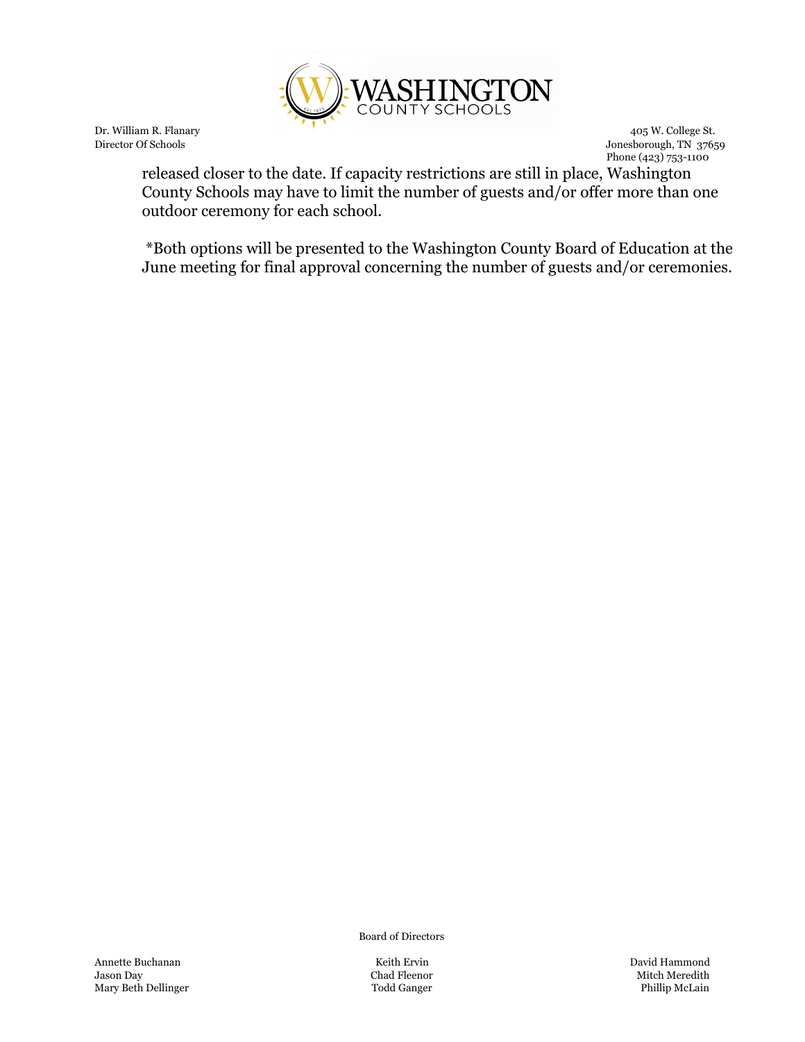released closer to the date. If capacity restrictions are still in place, Washington County Schools may have to limit the number of guests and/or offer more than one outdoor ceremony for each school.

*Both options will be presented to the Washington County Board of Education at the June meeting for final approval concerning the number of guests and/or ceremonies.